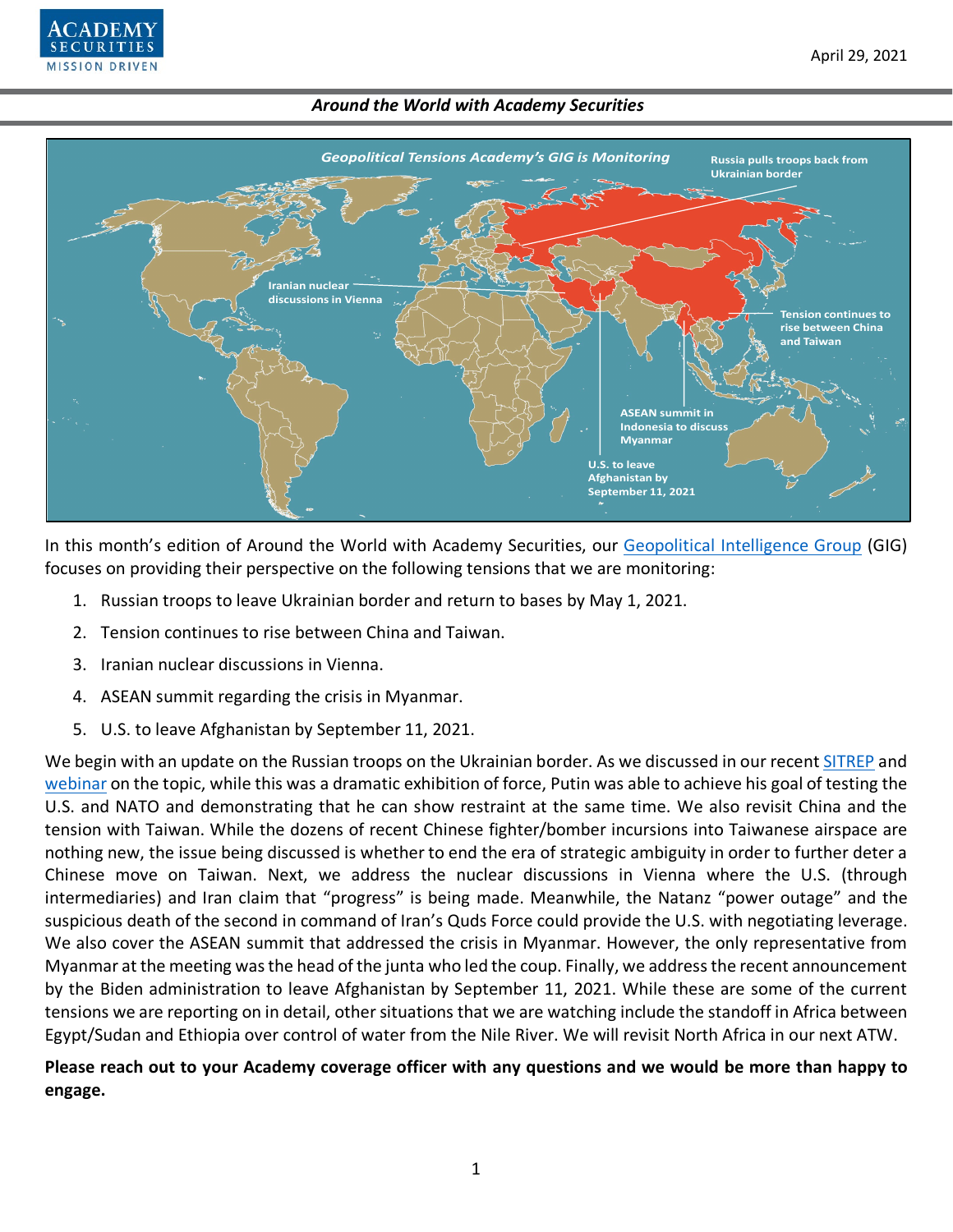April 29, 2021

*Around the World with Academy Securities*

In this month's edition of Around the World with Academy Securities, our Geopolitical Intelligence Group (GIG) focuses on providing their perspective on the following tensions that we are monitoring:

1. Russian troops to leave Ukrainian border and return to bases by May 1, 2021.
2. Tension continues to rise between China and Taiwan.
3. Iranian nuclear discussions in Vienna.
4. ASEAN summit regarding the crisis in Myanmar.
5. U.S. to leave Afghanistan by September 11, 2021.

We begin with an update on the Russian troops on the Ukrainian border. As we discussed in our recent SITREP and webinar on the topic, while this was a dramatic exhibition of force, Putin was able to achieve his goal of testing the U.S. and NATO and demonstrating that he can show restraint at the same time. We also revisit China and the tension with Taiwan. While the dozens of recent Chinese fighter/bomber incursions into Taiwanese airspace are nothing new, the issue being discussed is whether to end the era of strategic ambiguity in order to further deter a Chinese move on Taiwan. Next, we address the nuclear discussions in Vienna where the U.S. (through intermediaries) and Iran claim that "progress" is being made. Meanwhile, the Natanz "power outage" and the suspicious death of the second in command of Iran's Quds Force could provide the U.S. with negotiating leverage. We also cover the ASEAN summit that addressed the crisis in Myanmar. However, the only representative from Myanmar at the meeting was the head of the junta who led the coup. Finally, we address the recent announcement by the Biden administration to leave Afghanistan by September 11, 2021. While these are some of the current tensions we are reporting on in detail, other situations that we are watching include the standoff in Africa between Egypt/Sudan and Ethiopia over control of water from the Nile River. We will revisit North Africa in our next ATW.

**Please reach out to your Academy coverage officer with any questions and we would be more than happy to engage.**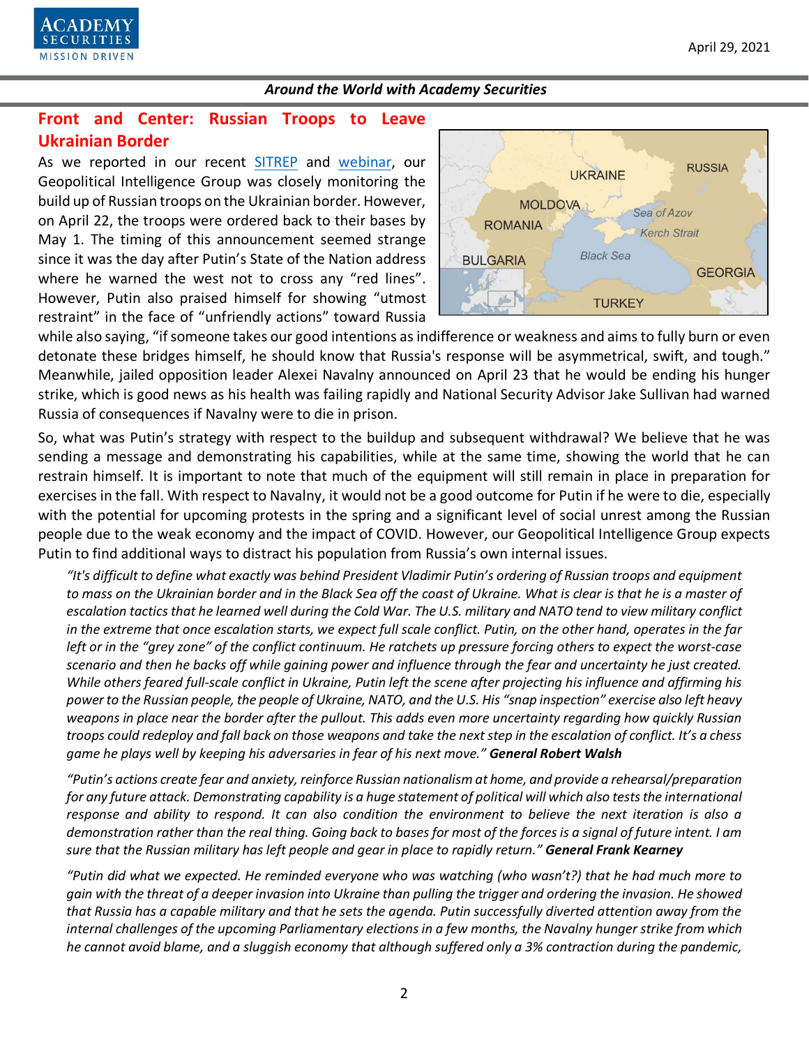## Front and Center: Russian Troops to Leave Ukrainian Border

As we reported in our recent SITREP and webinar, our Geopolitical Intelligence Group was closely monitoring the build up of Russian troops on the Ukrainian border. However, on April 22, the troops were ordered back to their bases by May 1. The timing of this announcement seemed strange since it was the day after Putin's State of the Nation address where he warned the west not to cross any "red lines". However, Putin also praised himself for showing "utmost restraint" in the face of "unfriendly actions" toward Russia while also saying, "if someone takes our good intentions as indifference or weakness and aims to fully burn or even detonate these bridges himself, he should know that Russia's response will be asymmetrical, swift, and tough." Meanwhile, jailed opposition leader Alexei Navalny announced on April 23 that he would be ending his hunger strike, which is good news as his health was failing rapidly and National Security Advisor Jake Sullivan had warned Russia of consequences if Navalny were to die in prison.

So, what was Putin's strategy with respect to the buildup and subsequent withdrawal? We believe that he was sending a message and demonstrating his capabilities, while at the same time, showing the world that he can restrain himself. It is important to note that much of the equipment will still remain in place in preparation for exercises in the fall. With respect to Navalny, it would not be a good outcome for Putin if he were to die, especially with the potential for upcoming protests in the spring and a significant level of social unrest among the Russian people due to the weak economy and the impact of COVID. However, our Geopolitical Intelligence Group expects Putin to find additional ways to distract his population from Russia's own internal issues.

> *"It's difficult to define what exactly was behind President Vladimir Putin's ordering of Russian troops and equipment to mass on the Ukrainian border and in the Black Sea off the coast of Ukraine. What is clear is that he is a master of escalation tactics that he learned well during the Cold War. The U.S. military and NATO tend to view military conflict in the extreme that once escalation starts, we expect full scale conflict. Putin, on the other hand, operates in the far left or in the "grey zone" of the conflict continuum. He ratchets up pressure forcing others to expect the worst-case scenario and then he backs off while gaining power and influence through the fear and uncertainty he just created. While others feared full-scale conflict in Ukraine, Putin left the scene after projecting his influence and affirming his power to the Russian people, the people of Ukraine, NATO, and the U.S. His "snap inspection" exercise also left heavy weapons in place near the border after the pullout. This adds even more uncertainty regarding how quickly Russian troops could redeploy and fall back on those weapons and take the next step in the escalation of conflict. It's a chess game he plays well by keeping his adversaries in fear of his next move."* ***General Robert Walsh***

> *"Putin's actions create fear and anxiety, reinforce Russian nationalism at home, and provide a rehearsal/preparation for any future attack. Demonstrating capability is a huge statement of political will which also tests the international response and ability to respond. It can also condition the environment to believe the next iteration is also a demonstration rather than the real thing. Going back to bases for most of the forces is a signal of future intent. I am sure that the Russian military has left people and gear in place to rapidly return."* ***General Frank Kearney***

> *"Putin did what we expected. He reminded everyone who was watching (who wasn't?) that he had much more to gain with the threat of a deeper invasion into Ukraine than pulling the trigger and ordering the invasion. He showed that Russia has a capable military and that he sets the agenda. Putin successfully diverted attention away from the internal challenges of the upcoming Parliamentary elections in a few months, the Navalny hunger strike from which he cannot avoid blame, and a sluggish economy that although suffered only a 3% contraction during the pandemic,*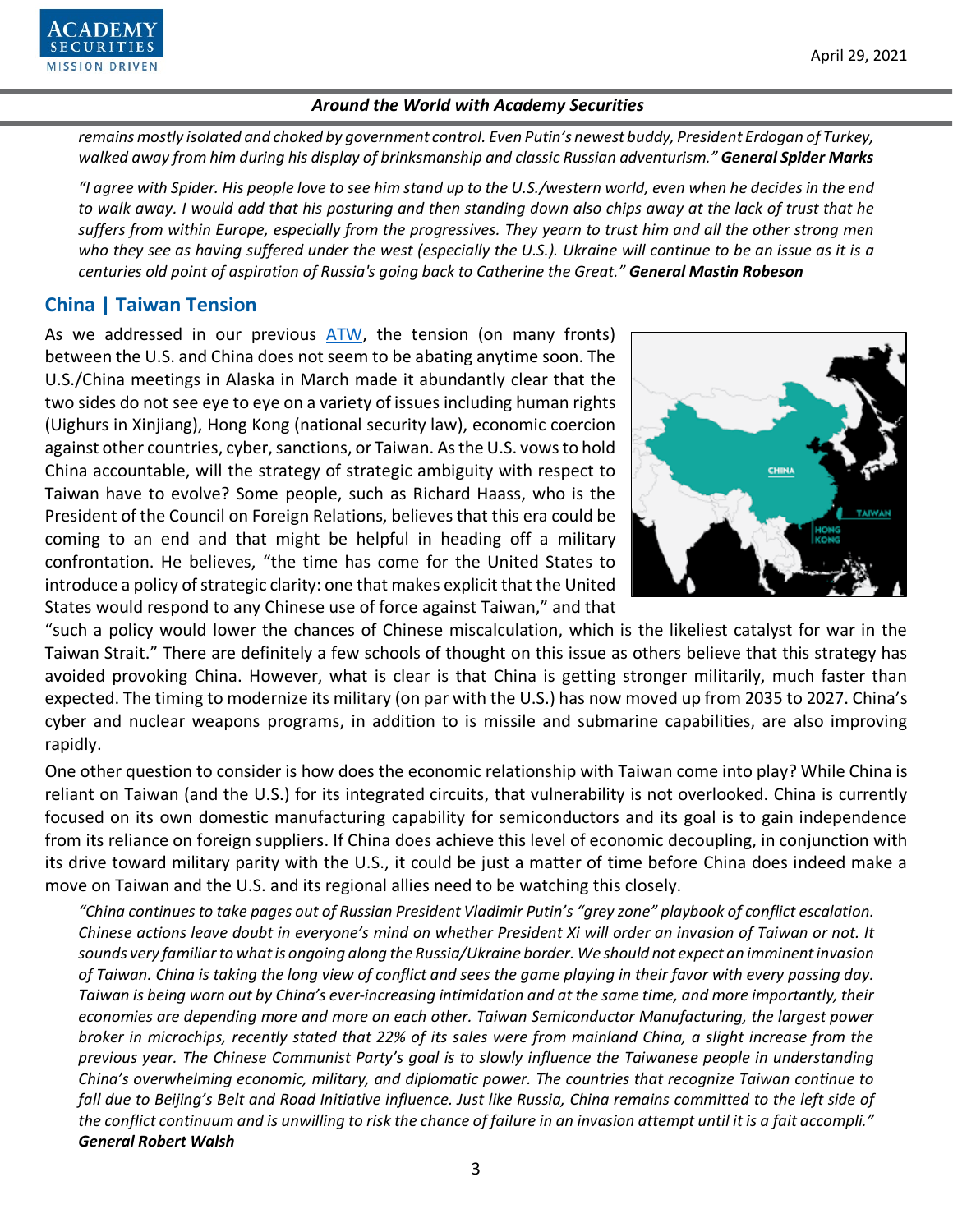*remains mostly isolated and choked by government control. Even Putin's newest buddy, President Erdogan of Turkey, walked away from him during his display of brinksmanship and classic Russian adventurism."* ***General Spider Marks***

*"I agree with Spider. His people love to see him stand up to the U.S./western world, even when he decides in the end to walk away. I would add that his posturing and then standing down also chips away at the lack of trust that he suffers from within Europe, especially from the progressives. They yearn to trust him and all the other strong men who they see as having suffered under the west (especially the U.S.). Ukraine will continue to be an issue as it is a centuries old point of aspiration of Russia's going back to Catherine the Great."* ***General Mastin Robeson***

## China | Taiwan Tension

As we addressed in our previous ATW, the tension (on many fronts) between the U.S. and China does not seem to be abating anytime soon. The U.S./China meetings in Alaska in March made it abundantly clear that the two sides do not see eye to eye on a variety of issues including human rights (Uighurs in Xinjiang), Hong Kong (national security law), economic coercion against other countries, cyber, sanctions, or Taiwan. As the U.S. vows to hold China accountable, will the strategy of strategic ambiguity with respect to Taiwan have to evolve? Some people, such as Richard Haass, who is the President of the Council on Foreign Relations, believes that this era could be coming to an end and that might be helpful in heading off a military confrontation. He believes, "the time has come for the United States to introduce a policy of strategic clarity: one that makes explicit that the United States would respond to any Chinese use of force against Taiwan," and that "such a policy would lower the chances of Chinese miscalculation, which is the likeliest catalyst for war in the Taiwan Strait." There are definitely a few schools of thought on this issue as others believe that this strategy has avoided provoking China. However, what is clear is that China is getting stronger militarily, much faster than expected. The timing to modernize its military (on par with the U.S.) has now moved up from 2035 to 2027. China's cyber and nuclear weapons programs, in addition to is missile and submarine capabilities, are also improving rapidly.

One other question to consider is how does the economic relationship with Taiwan come into play? While China is reliant on Taiwan (and the U.S.) for its integrated circuits, that vulnerability is not overlooked. China is currently focused on its own domestic manufacturing capability for semiconductors and its goal is to gain independence from its reliance on foreign suppliers. If China does achieve this level of economic decoupling, in conjunction with its drive toward military parity with the U.S., it could be just a matter of time before China does indeed make a move on Taiwan and the U.S. and its regional allies need to be watching this closely.

*"China continues to take pages out of Russian President Vladimir Putin's "grey zone" playbook of conflict escalation. Chinese actions leave doubt in everyone's mind on whether President Xi will order an invasion of Taiwan or not. It sounds very familiar to what is ongoing along the Russia/Ukraine border. We should not expect an imminent invasion of Taiwan. China is taking the long view of conflict and sees the game playing in their favor with every passing day. Taiwan is being worn out by China's ever-increasing intimidation and at the same time, and more importantly, their economies are depending more and more on each other. Taiwan Semiconductor Manufacturing, the largest power broker in microchips, recently stated that 22% of its sales were from mainland China, a slight increase from the previous year. The Chinese Communist Party's goal is to slowly influence the Taiwanese people in understanding China's overwhelming economic, military, and diplomatic power. The countries that recognize Taiwan continue to fall due to Beijing's Belt and Road Initiative influence. Just like Russia, China remains committed to the left side of the conflict continuum and is unwilling to risk the chance of failure in an invasion attempt until it is a fait accompli."* ***General Robert Walsh***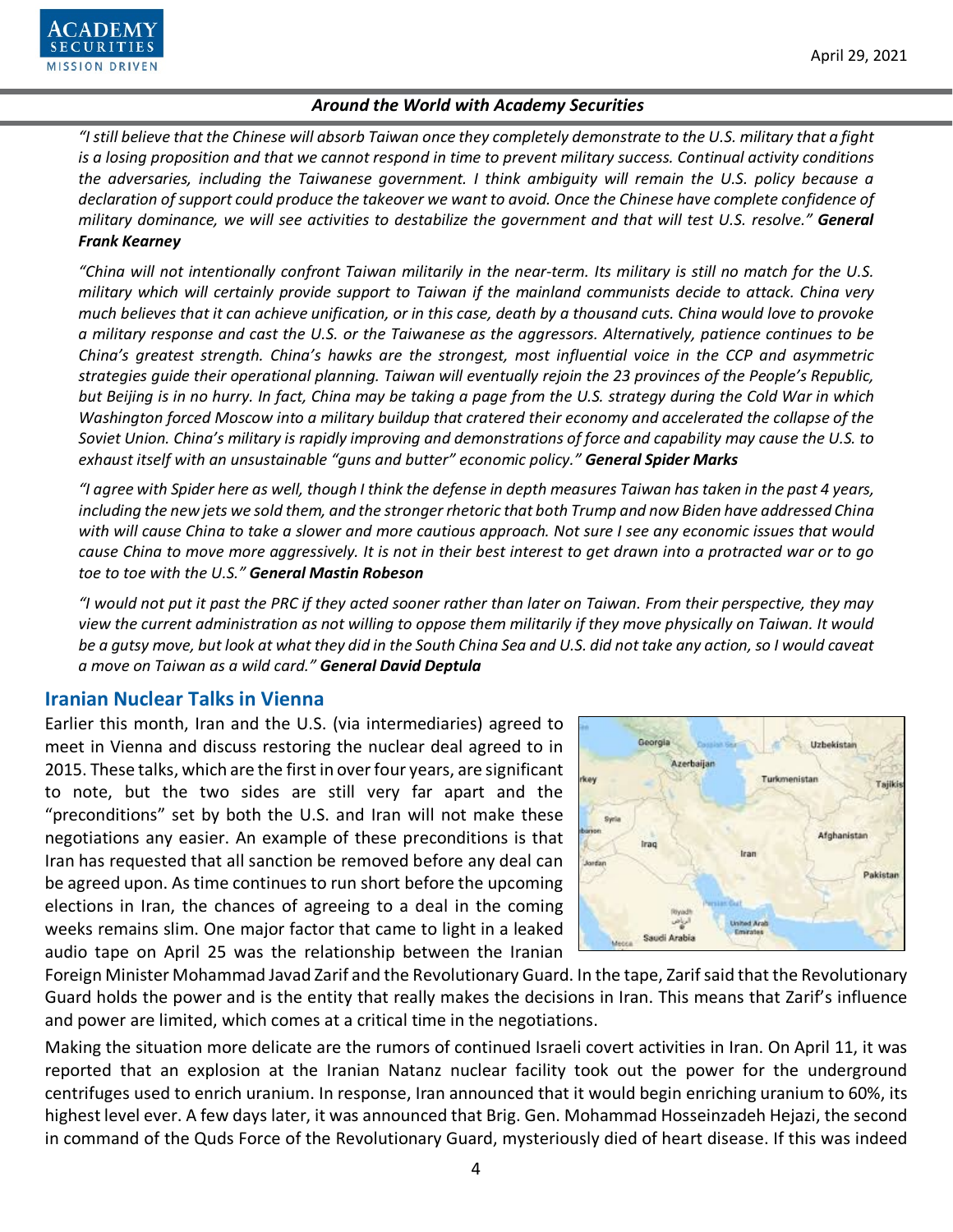*"I still believe that the Chinese will absorb Taiwan once they completely demonstrate to the U.S. military that a fight is a losing proposition and that we cannot respond in time to prevent military success. Continual activity conditions the adversaries, including the Taiwanese government. I think ambiguity will remain the U.S. policy because a declaration of support could produce the takeover we want to avoid. Once the Chinese have complete confidence of military dominance, we will see activities to destabilize the government and that will test U.S. resolve."* ***General Frank Kearney***

*"China will not intentionally confront Taiwan militarily in the near-term. Its military is still no match for the U.S. military which will certainly provide support to Taiwan if the mainland communists decide to attack. China very much believes that it can achieve unification, or in this case, death by a thousand cuts. China would love to provoke a military response and cast the U.S. or the Taiwanese as the aggressors. Alternatively, patience continues to be China's greatest strength. China's hawks are the strongest, most influential voice in the CCP and asymmetric strategies guide their operational planning. Taiwan will eventually rejoin the 23 provinces of the People's Republic, but Beijing is in no hurry. In fact, China may be taking a page from the U.S. strategy during the Cold War in which Washington forced Moscow into a military buildup that cratered their economy and accelerated the collapse of the Soviet Union. China's military is rapidly improving and demonstrations of force and capability may cause the U.S. to exhaust itself with an unsustainable "guns and butter" economic policy."* ***General Spider Marks***

*"I agree with Spider here as well, though I think the defense in depth measures Taiwan has taken in the past 4 years, including the new jets we sold them, and the stronger rhetoric that both Trump and now Biden have addressed China with will cause China to take a slower and more cautious approach. Not sure I see any economic issues that would cause China to move more aggressively. It is not in their best interest to get drawn into a protracted war or to go toe to toe with the U.S."* ***General Mastin Robeson***

*"I would not put it past the PRC if they acted sooner rather than later on Taiwan. From their perspective, they may view the current administration as not willing to oppose them militarily if they move physically on Taiwan. It would be a gutsy move, but look at what they did in the South China Sea and U.S. did not take any action, so I would caveat a move on Taiwan as a wild card."* ***General David Deptula***

## Iranian Nuclear Talks in Vienna

Earlier this month, Iran and the U.S. (via intermediaries) agreed to meet in Vienna and discuss restoring the nuclear deal agreed to in 2015. These talks, which are the first in over four years, are significant to note, but the two sides are still very far apart and the "preconditions" set by both the U.S. and Iran will not make these negotiations any easier. An example of these preconditions is that Iran has requested that all sanction be removed before any deal can be agreed upon. As time continues to run short before the upcoming elections in Iran, the chances of agreeing to a deal in the coming weeks remains slim. One major factor that came to light in a leaked audio tape on April 25 was the relationship between the Iranian Foreign Minister Mohammad Javad Zarif and the Revolutionary Guard. In the tape, Zarif said that the Revolutionary Guard holds the power and is the entity that really makes the decisions in Iran. This means that Zarif's influence and power are limited, which comes at a critical time in the negotiations.

Making the situation more delicate are the rumors of continued Israeli covert activities in Iran. On April 11, it was reported that an explosion at the Iranian Natanz nuclear facility took out the power for the underground centrifuges used to enrich uranium. In response, Iran announced that it would begin enriching uranium to 60%, its highest level ever. A few days later, it was announced that Brig. Gen. Mohammad Hosseinzadeh Hejazi, the second in command of the Quds Force of the Revolutionary Guard, mysteriously died of heart disease. If this was indeed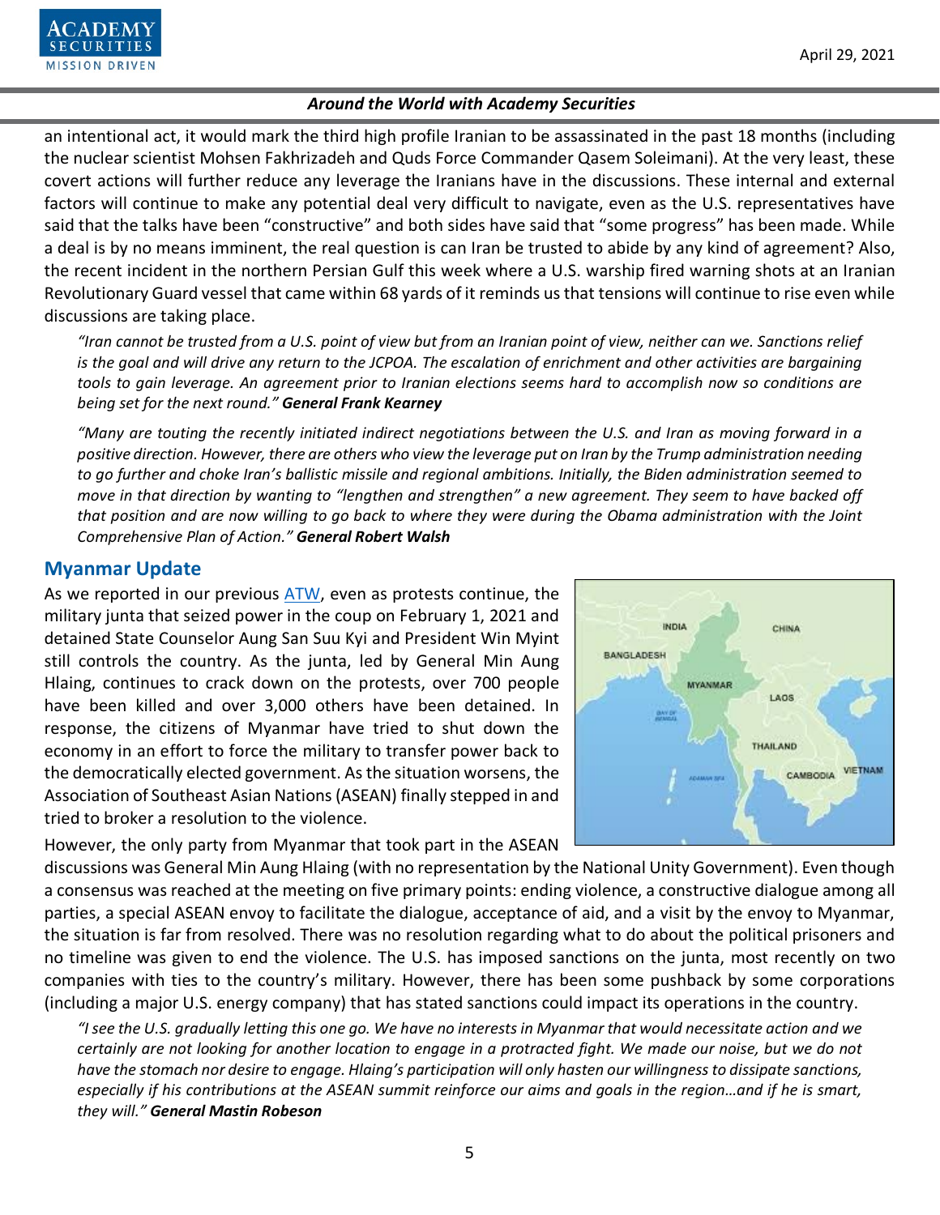an intentional act, it would mark the third high profile Iranian to be assassinated in the past 18 months (including the nuclear scientist Mohsen Fakhrizadeh and Quds Force Commander Qasem Soleimani). At the very least, these covert actions will further reduce any leverage the Iranians have in the discussions. These internal and external factors will continue to make any potential deal very difficult to navigate, even as the U.S. representatives have said that the talks have been "constructive" and both sides have said that "some progress" has been made. While a deal is by no means imminent, the real question is can Iran be trusted to abide by any kind of agreement? Also, the recent incident in the northern Persian Gulf this week where a U.S. warship fired warning shots at an Iranian Revolutionary Guard vessel that came within 68 yards of it reminds us that tensions will continue to rise even while discussions are taking place.

> *"Iran cannot be trusted from a U.S. point of view but from an Iranian point of view, neither can we. Sanctions relief is the goal and will drive any return to the JCPOA. The escalation of enrichment and other activities are bargaining tools to gain leverage. An agreement prior to Iranian elections seems hard to accomplish now so conditions are being set for the next round."* ***General Frank Kearney***

> *"Many are touting the recently initiated indirect negotiations between the U.S. and Iran as moving forward in a positive direction. However, there are others who view the leverage put on Iran by the Trump administration needing to go further and choke Iran's ballistic missile and regional ambitions. Initially, the Biden administration seemed to move in that direction by wanting to "lengthen and strengthen" a new agreement. They seem to have backed off that position and are now willing to go back to where they were during the Obama administration with the Joint Comprehensive Plan of Action."* ***General Robert Walsh***

## Myanmar Update

As we reported in our previous ATW, even as protests continue, the military junta that seized power in the coup on February 1, 2021 and detained State Counselor Aung San Suu Kyi and President Win Myint still controls the country. As the junta, led by General Min Aung Hlaing, continues to crack down on the protests, over 700 people have been killed and over 3,000 others have been detained. In response, the citizens of Myanmar have tried to shut down the economy in an effort to force the military to transfer power back to the democratically elected government. As the situation worsens, the Association of Southeast Asian Nations (ASEAN) finally stepped in and tried to broker a resolution to the violence.

However, the only party from Myanmar that took part in the ASEAN discussions was General Min Aung Hlaing (with no representation by the National Unity Government). Even though a consensus was reached at the meeting on five primary points: ending violence, a constructive dialogue among all parties, a special ASEAN envoy to facilitate the dialogue, acceptance of aid, and a visit by the envoy to Myanmar, the situation is far from resolved. There was no resolution regarding what to do about the political prisoners and no timeline was given to end the violence. The U.S. has imposed sanctions on the junta, most recently on two companies with ties to the country's military. However, there has been some pushback by some corporations (including a major U.S. energy company) that has stated sanctions could impact its operations in the country.

> *"I see the U.S. gradually letting this one go. We have no interests in Myanmar that would necessitate action and we certainly are not looking for another location to engage in a protracted fight. We made our noise, but we do not have the stomach nor desire to engage. Hlaing's participation will only hasten our willingness to dissipate sanctions, especially if his contributions at the ASEAN summit reinforce our aims and goals in the region…and if he is smart, they will."* ***General Mastin Robeson***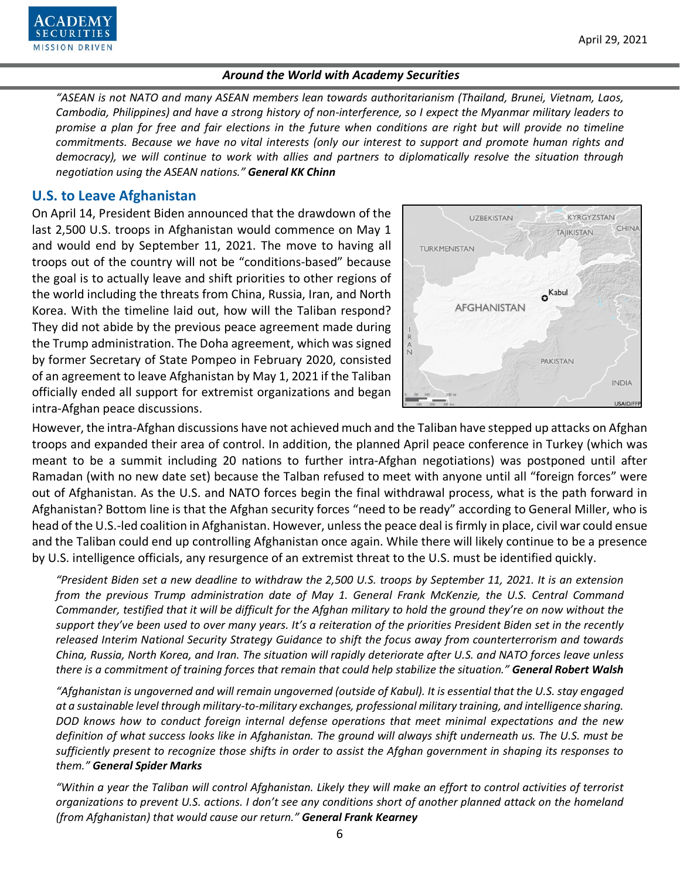*"ASEAN is not NATO and many ASEAN members lean towards authoritarianism (Thailand, Brunei, Vietnam, Laos, Cambodia, Philippines) and have a strong history of non-interference, so I expect the Myanmar military leaders to promise a plan for free and fair elections in the future when conditions are right but will provide no timeline commitments. Because we have no vital interests (only our interest to support and promote human rights and democracy), we will continue to work with allies and partners to diplomatically resolve the situation through negotiation using the ASEAN nations."* ***General KK Chinn***

## U.S. to Leave Afghanistan

On April 14, President Biden announced that the drawdown of the last 2,500 U.S. troops in Afghanistan would commence on May 1 and would end by September 11, 2021. The move to having all troops out of the country will not be "conditions-based" because the goal is to actually leave and shift priorities to other regions of the world including the threats from China, Russia, Iran, and North Korea. With the timeline laid out, how will the Taliban respond? They did not abide by the previous peace agreement made during the Trump administration. The Doha agreement, which was signed by former Secretary of State Pompeo in February 2020, consisted of an agreement to leave Afghanistan by May 1, 2021 if the Taliban officially ended all support for extremist organizations and began intra-Afghan peace discussions.

However, the intra-Afghan discussions have not achieved much and the Taliban have stepped up attacks on Afghan troops and expanded their area of control. In addition, the planned April peace conference in Turkey (which was meant to be a summit including 20 nations to further intra-Afghan negotiations) was postponed until after Ramadan (with no new date set) because the Talban refused to meet with anyone until all "foreign forces" were out of Afghanistan. As the U.S. and NATO forces begin the final withdrawal process, what is the path forward in Afghanistan? Bottom line is that the Afghan security forces "need to be ready" according to General Miller, who is head of the U.S.-led coalition in Afghanistan. However, unless the peace deal is firmly in place, civil war could ensue and the Taliban could end up controlling Afghanistan once again. While there will likely continue to be a presence by U.S. intelligence officials, any resurgence of an extremist threat to the U.S. must be identified quickly.

*"President Biden set a new deadline to withdraw the 2,500 U.S. troops by September 11, 2021. It is an extension from the previous Trump administration date of May 1. General Frank McKenzie, the U.S. Central Command Commander, testified that it will be difficult for the Afghan military to hold the ground they're on now without the support they've been used to over many years. It's a reiteration of the priorities President Biden set in the recently released Interim National Security Strategy Guidance to shift the focus away from counterterrorism and towards China, Russia, North Korea, and Iran. The situation will rapidly deteriorate after U.S. and NATO forces leave unless there is a commitment of training forces that remain that could help stabilize the situation."* ***General Robert Walsh***

*"Afghanistan is ungoverned and will remain ungoverned (outside of Kabul). It is essential that the U.S. stay engaged at a sustainable level through military-to-military exchanges, professional military training, and intelligence sharing. DOD knows how to conduct foreign internal defense operations that meet minimal expectations and the new definition of what success looks like in Afghanistan. The ground will always shift underneath us. The U.S. must be sufficiently present to recognize those shifts in order to assist the Afghan government in shaping its responses to them."* ***General Spider Marks***

*"Within a year the Taliban will control Afghanistan. Likely they will make an effort to control activities of terrorist organizations to prevent U.S. actions. I don't see any conditions short of another planned attack on the homeland (from Afghanistan) that would cause our return."* ***General Frank Kearney***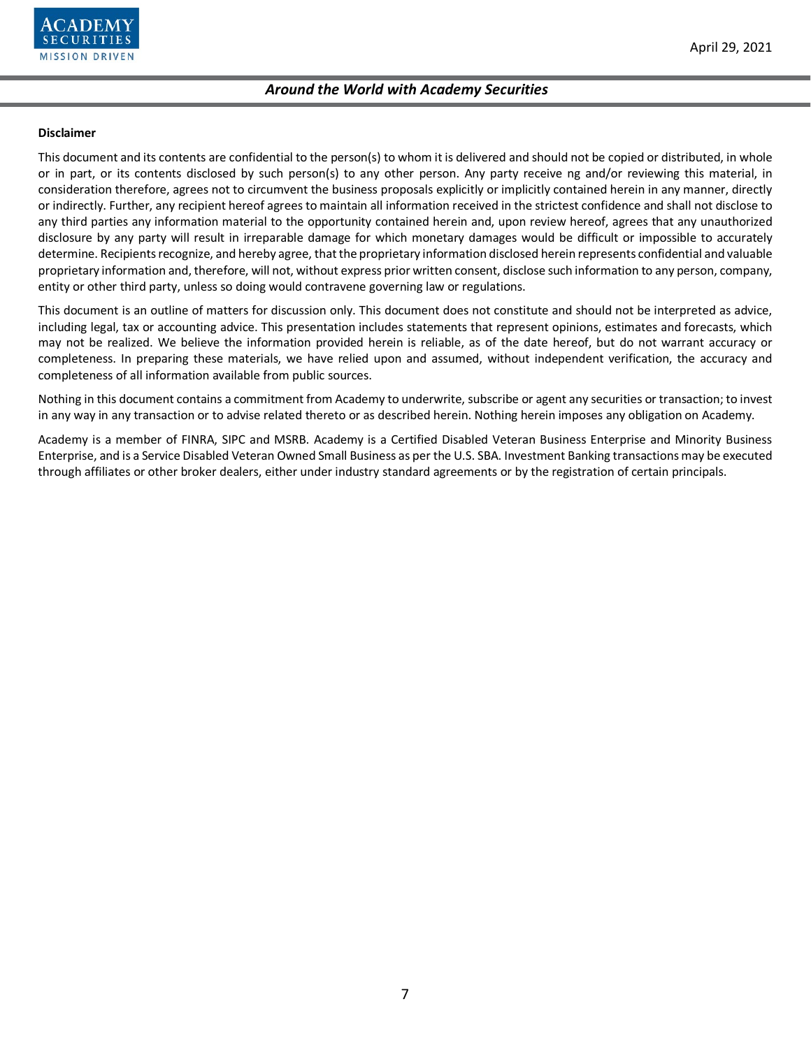**Disclaimer**

This document and its contents are confidential to the person(s) to whom it is delivered and should not be copied or distributed, in whole or in part, or its contents disclosed by such person(s) to any other person. Any party receive ng and/or reviewing this material, in consideration therefore, agrees not to circumvent the business proposals explicitly or implicitly contained herein in any manner, directly or indirectly. Further, any recipient hereof agrees to maintain all information received in the strictest confidence and shall not disclose to any third parties any information material to the opportunity contained herein and, upon review hereof, agrees that any unauthorized disclosure by any party will result in irreparable damage for which monetary damages would be difficult or impossible to accurately determine. Recipients recognize, and hereby agree, that the proprietary information disclosed herein represents confidential and valuable proprietary information and, therefore, will not, without express prior written consent, disclose such information to any person, company, entity or other third party, unless so doing would contravene governing law or regulations.

This document is an outline of matters for discussion only. This document does not constitute and should not be interpreted as advice, including legal, tax or accounting advice. This presentation includes statements that represent opinions, estimates and forecasts, which may not be realized. We believe the information provided herein is reliable, as of the date hereof, but do not warrant accuracy or completeness. In preparing these materials, we have relied upon and assumed, without independent verification, the accuracy and completeness of all information available from public sources.

Nothing in this document contains a commitment from Academy to underwrite, subscribe or agent any securities or transaction; to invest in any way in any transaction or to advise related thereto or as described herein. Nothing herein imposes any obligation on Academy.

Academy is a member of FINRA, SIPC and MSRB. Academy is a Certified Disabled Veteran Business Enterprise and Minority Business Enterprise, and is a Service Disabled Veteran Owned Small Business as per the U.S. SBA. Investment Banking transactions may be executed through affiliates or other broker dealers, either under industry standard agreements or by the registration of certain principals.